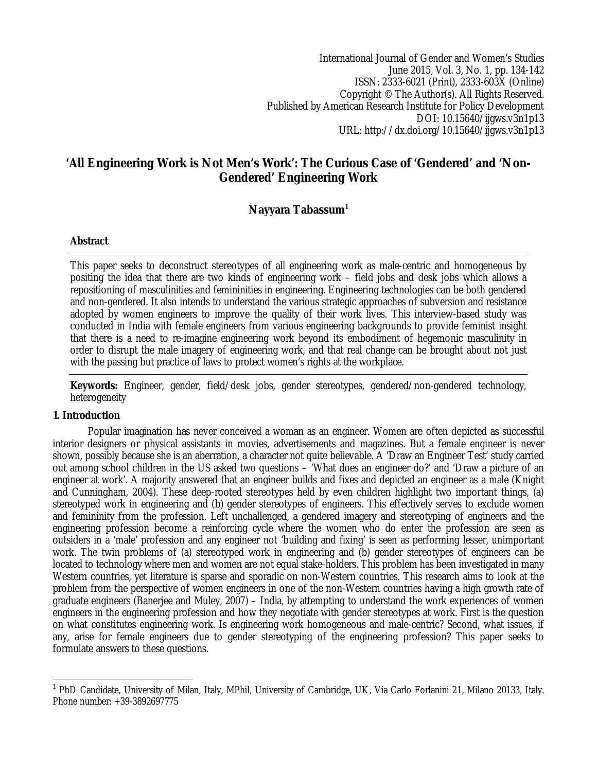International Journal of Gender and Women's Studies
June 2015, Vol. 3, No. 1, pp. 134-142
ISSN: 2333-6021 (Print), 2333-603X (Online)
Copyright © The Author(s). All Rights Reserved.
Published by American Research Institute for Policy Development
DOI: 10.15640/ijgws.v3n1p13
URL: http://dx.doi.org/10.15640/ijgws.v3n1p13

# 'All Engineering Work is Not Men's Work': The Curious Case of 'Gendered' and 'Non-Gendered' Engineering Work

**Nayyara Tabassum[1]**

## Abstract

This paper seeks to deconstruct stereotypes of all engineering work as male-centric and homogeneous by positing the idea that there are two kinds of engineering work – field jobs and desk jobs which allows a repositioning of masculinities and femininities in engineering. Engineering technologies can be both gendered and non-gendered. It also intends to understand the various strategic approaches of subversion and resistance adopted by women engineers to improve the quality of their work lives. This interview-based study was conducted in India with female engineers from various engineering backgrounds to provide feminist insight that there is a need to re-imagine engineering work beyond its embodiment of hegemonic masculinity in order to disrupt the male imagery of engineering work, and that real change can be brought about not just with the passing but practice of laws to protect women's rights at the workplace.

**Keywords:** Engineer, gender, field/desk jobs, gender stereotypes, gendered/non-gendered technology, heterogeneity

## 1. Introduction

Popular imagination has never conceived a woman as an engineer. Women are often depicted as successful interior designers or physical assistants in movies, advertisements and magazines. But a female engineer is never shown, possibly because she is an aberration, a character not quite believable. A 'Draw an Engineer Test' study carried out among school children in the US asked two questions – 'What does an engineer do?' and 'Draw a picture of an engineer at work'. A majority answered that an engineer builds and fixes and depicted an engineer as a male (Knight and Cunningham, 2004). These deep-rooted stereotypes held by even children highlight two important things, (a) stereotyped work in engineering and (b) gender stereotypes of engineers. This effectively serves to exclude women and femininity from the profession. Left unchallenged, a gendered imagery and stereotyping of engineers and the engineering profession become a reinforcing cycle where the women who do enter the profession are seen as outsiders in a 'male' profession and any engineer not 'building and fixing' is seen as performing lesser, unimportant work. The twin problems of (a) stereotyped work in engineering and (b) gender stereotypes of engineers can be located to technology where men and women are not equal stake-holders. This problem has been investigated in many Western countries, yet literature is sparse and sporadic on non-Western countries. This research aims to look at the problem from the perspective of women engineers in one of the non-Western countries having a high growth rate of graduate engineers (Banerjee and Muley, 2007) – India, by attempting to understand the work experiences of women engineers in the engineering profession and how they negotiate with gender stereotypes at work. First is the question on what constitutes engineering work. Is engineering work homogeneous and male-centric? Second, what issues, if any, arise for female engineers due to gender stereotyping of the engineering profession? This paper seeks to formulate answers to these questions.

---

[1] PhD Candidate, University of Milan, Italy, MPhil, University of Cambridge, UK, Via Carlo Forlanini 21, Milano 20133, Italy. Phone number: +39-3892697775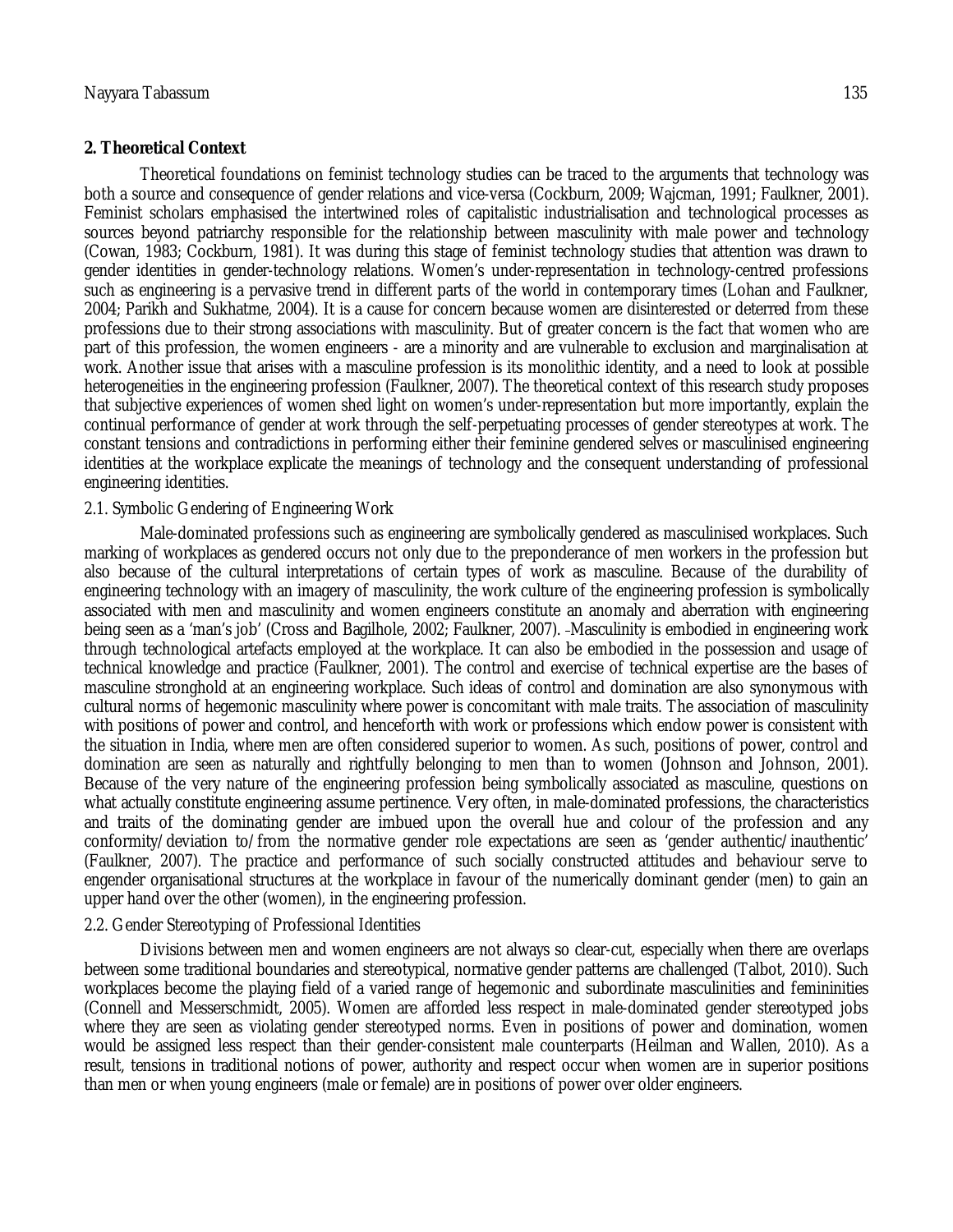## 2. Theoretical Context

Theoretical foundations on feminist technology studies can be traced to the arguments that technology was both a source and consequence of gender relations and vice-versa (Cockburn, 2009; Wajcman, 1991; Faulkner, 2001). Feminist scholars emphasised the intertwined roles of capitalistic industrialisation and technological processes as sources beyond patriarchy responsible for the relationship between masculinity with male power and technology (Cowan, 1983; Cockburn, 1981). It was during this stage of feminist technology studies that attention was drawn to gender identities in gender-technology relations. Women's under-representation in technology-centred professions such as engineering is a pervasive trend in different parts of the world in contemporary times (Lohan and Faulkner, 2004; Parikh and Sukhatme, 2004). It is a cause for concern because women are disinterested or deterred from these professions due to their strong associations with masculinity. But of greater concern is the fact that women who are part of this profession, the women engineers - are a minority and are vulnerable to exclusion and marginalisation at work. Another issue that arises with a masculine profession is its monolithic identity, and a need to look at possible heterogeneities in the engineering profession (Faulkner, 2007). The theoretical context of this research study proposes that subjective experiences of women shed light on women's under-representation but more importantly, explain the continual performance of gender at work through the self-perpetuating processes of gender stereotypes at work. The constant tensions and contradictions in performing either their feminine gendered selves or masculinised engineering identities at the workplace explicate the meanings of technology and the consequent understanding of professional engineering identities.

### 2.1. Symbolic Gendering of Engineering Work

Male-dominated professions such as engineering are symbolically gendered as masculinised workplaces. Such marking of workplaces as gendered occurs not only due to the preponderance of men workers in the profession but also because of the cultural interpretations of certain types of work as masculine. Because of the durability of engineering technology with an imagery of masculinity, the work culture of the engineering profession is symbolically associated with men and masculinity and women engineers constitute an anomaly and aberration with engineering being seen as a 'man's job' (Cross and Bagilhole, 2002; Faulkner, 2007). Masculinity is embodied in engineering work through technological artefacts employed at the workplace. It can also be embodied in the possession and usage of technical knowledge and practice (Faulkner, 2001). The control and exercise of technical expertise are the bases of masculine stronghold at an engineering workplace. Such ideas of control and domination are also synonymous with cultural norms of hegemonic masculinity where power is concomitant with male traits. The association of masculinity with positions of power and control, and henceforth with work or professions which endow power is consistent with the situation in India, where men are often considered superior to women. As such, positions of power, control and domination are seen as naturally and rightfully belonging to men than to women (Johnson and Johnson, 2001). Because of the very nature of the engineering profession being symbolically associated as masculine, questions on what actually constitute engineering assume pertinence. Very often, in male-dominated professions, the characteristics and traits of the dominating gender are imbued upon the overall hue and colour of the profession and any conformity/deviation to/from the normative gender role expectations are seen as 'gender authentic/inauthentic' (Faulkner, 2007). The practice and performance of such socially constructed attitudes and behaviour serve to engender organisational structures at the workplace in favour of the numerically dominant gender (men) to gain an upper hand over the other (women), in the engineering profession.

### 2.2. Gender Stereotyping of Professional Identities

Divisions between men and women engineers are not always so clear-cut, especially when there are overlaps between some traditional boundaries and stereotypical, normative gender patterns are challenged (Talbot, 2010). Such workplaces become the playing field of a varied range of hegemonic and subordinate masculinities and femininities (Connell and Messerschmidt, 2005). Women are afforded less respect in male-dominated gender stereotyped jobs where they are seen as violating gender stereotyped norms. Even in positions of power and domination, women would be assigned less respect than their gender-consistent male counterparts (Heilman and Wallen, 2010). As a result, tensions in traditional notions of power, authority and respect occur when women are in superior positions than men or when young engineers (male or female) are in positions of power over older engineers.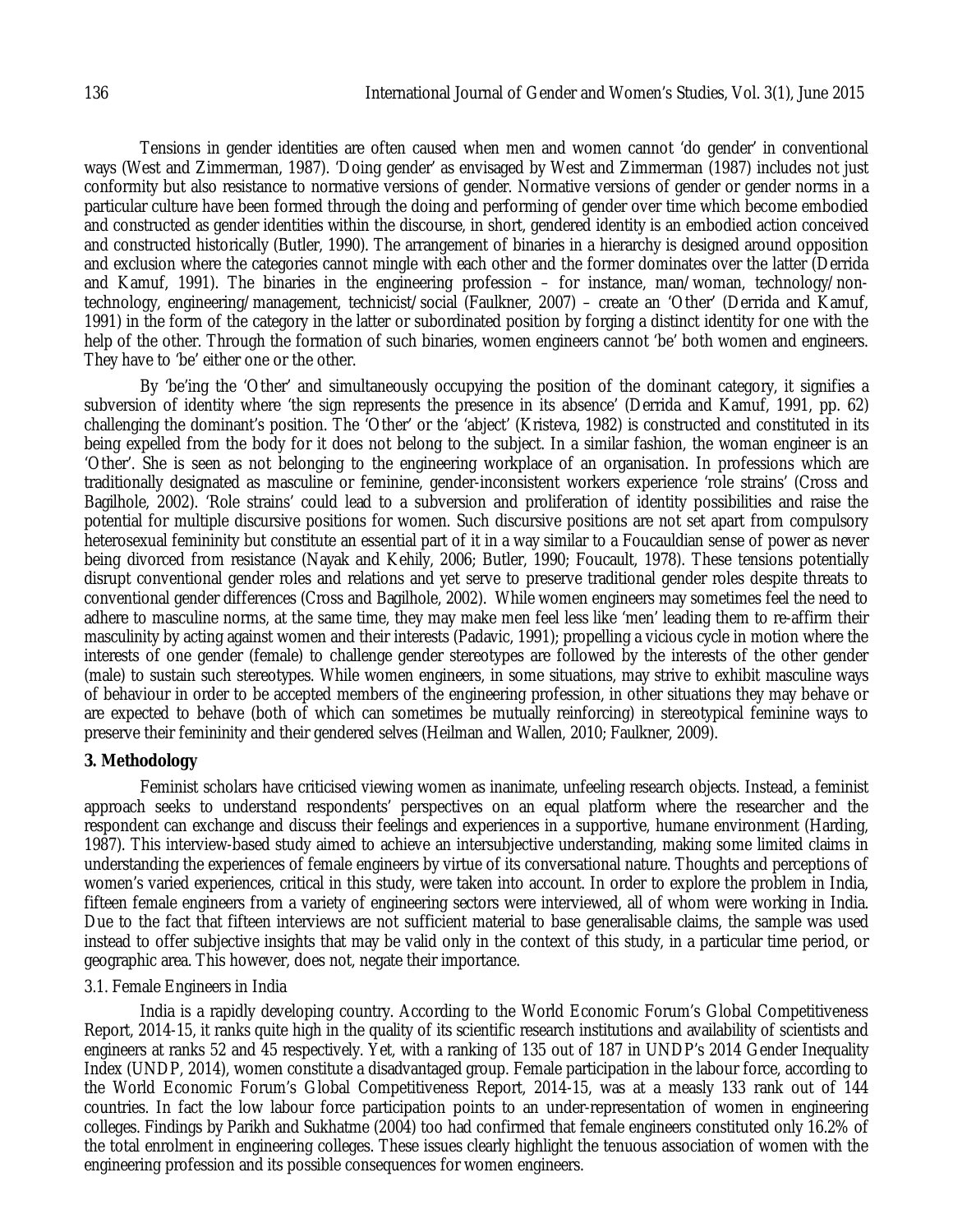Tensions in gender identities are often caused when men and women cannot 'do gender' in conventional ways (West and Zimmerman, 1987). 'Doing gender' as envisaged by West and Zimmerman (1987) includes not just conformity but also resistance to normative versions of gender. Normative versions of gender or gender norms in a particular culture have been formed through the doing and performing of gender over time which become embodied and constructed as gender identities within the discourse, in short, gendered identity is an embodied action conceived and constructed historically (Butler, 1990). The arrangement of binaries in a hierarchy is designed around opposition and exclusion where the categories cannot mingle with each other and the former dominates over the latter (Derrida and Kamuf, 1991). The binaries in the engineering profession – for instance, man/woman, technology/non-technology, engineering/management, technicist/social (Faulkner, 2007) – create an 'Other' (Derrida and Kamuf, 1991) in the form of the category in the latter or subordinated position by forging a distinct identity for one with the help of the other. Through the formation of such binaries, women engineers cannot 'be' both women and engineers. They have to 'be' either one or the other.

By 'be'ing the 'Other' and simultaneously occupying the position of the dominant category, it signifies a subversion of identity where 'the sign represents the presence in its absence' (Derrida and Kamuf, 1991, pp. 62) challenging the dominant's position. The 'Other' or the 'abject' (Kristeva, 1982) is constructed and constituted in its being expelled from the body for it does not belong to the subject. In a similar fashion, the woman engineer is an 'Other'. She is seen as not belonging to the engineering workplace of an organisation. In professions which are traditionally designated as masculine or feminine, gender-inconsistent workers experience 'role strains' (Cross and Bagilhole, 2002). 'Role strains' could lead to a subversion and proliferation of identity possibilities and raise the potential for multiple discursive positions for women. Such discursive positions are not set apart from compulsory heterosexual femininity but constitute an essential part of it in a way similar to a Foucauldian sense of power as never being divorced from resistance (Nayak and Kehily, 2006; Butler, 1990; Foucault, 1978). These tensions potentially disrupt conventional gender roles and relations and yet serve to preserve traditional gender roles despite threats to conventional gender differences (Cross and Bagilhole, 2002). While women engineers may sometimes feel the need to adhere to masculine norms, at the same time, they may make men feel less like 'men' leading them to re-affirm their masculinity by acting against women and their interests (Padavic, 1991); propelling a vicious cycle in motion where the interests of one gender (female) to challenge gender stereotypes are followed by the interests of the other gender (male) to sustain such stereotypes. While women engineers, in some situations, may strive to exhibit masculine ways of behaviour in order to be accepted members of the engineering profession, in other situations they may behave or are expected to behave (both of which can sometimes be mutually reinforcing) in stereotypical feminine ways to preserve their femininity and their gendered selves (Heilman and Wallen, 2010; Faulkner, 2009).

## 3. Methodology

Feminist scholars have criticised viewing women as inanimate, unfeeling research objects. Instead, a feminist approach seeks to understand respondents' perspectives on an equal platform where the researcher and the respondent can exchange and discuss their feelings and experiences in a supportive, humane environment (Harding, 1987). This interview-based study aimed to achieve an intersubjective understanding, making some limited claims in understanding the experiences of female engineers by virtue of its conversational nature. Thoughts and perceptions of women's varied experiences, critical in this study, were taken into account. In order to explore the problem in India, fifteen female engineers from a variety of engineering sectors were interviewed, all of whom were working in India. Due to the fact that fifteen interviews are not sufficient material to base generalisable claims, the sample was used instead to offer subjective insights that may be valid only in the context of this study, in a particular time period, or geographic area. This however, does not, negate their importance.

### 3.1. Female Engineers in India

India is a rapidly developing country. According to the World Economic Forum's Global Competitiveness Report, 2014-15, it ranks quite high in the quality of its scientific research institutions and availability of scientists and engineers at ranks 52 and 45 respectively. Yet, with a ranking of 135 out of 187 in UNDP's 2014 Gender Inequality Index (UNDP, 2014), women constitute a disadvantaged group. Female participation in the labour force, according to the World Economic Forum's Global Competitiveness Report, 2014-15, was at a measly 133 rank out of 144 countries. In fact the low labour force participation points to an under-representation of women in engineering colleges. Findings by Parikh and Sukhatme (2004) too had confirmed that female engineers constituted only 16.2% of the total enrolment in engineering colleges. These issues clearly highlight the tenuous association of women with the engineering profession and its possible consequences for women engineers.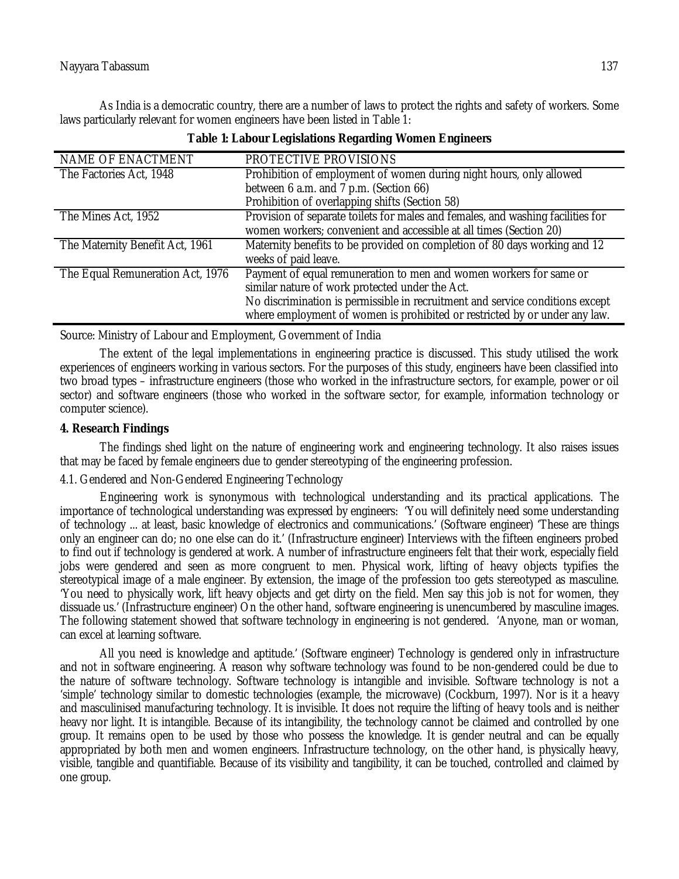As India is a democratic country, there are a number of laws to protect the rights and safety of workers. Some laws particularly relevant for women engineers have been listed in Table 1:

**Table 1: Labour Legislations Regarding Women Engineers**

| NAME OF ENACTMENT | PROTECTIVE PROVISIONS |
|---|---|
| The Factories Act, 1948 | Prohibition of employment of women during night hours, only allowed between 6 a.m. and 7 p.m. (Section 66)<br>Prohibition of overlapping shifts (Section 58) |
| The Mines Act, 1952 | Provision of separate toilets for males and females, and washing facilities for women workers; convenient and accessible at all times (Section 20) |
| The Maternity Benefit Act, 1961 | Maternity benefits to be provided on completion of 80 days working and 12 weeks of paid leave. |
| The Equal Remuneration Act, 1976 | Payment of equal remuneration to men and women workers for same or similar nature of work protected under the Act.<br>No discrimination is permissible in recruitment and service conditions except where employment of women is prohibited or restricted by or under any law. |

Source: Ministry of Labour and Employment, Government of India

The extent of the legal implementations in engineering practice is discussed. This study utilised the work experiences of engineers working in various sectors. For the purposes of this study, engineers have been classified into two broad types – infrastructure engineers (those who worked in the infrastructure sectors, for example, power or oil sector) and software engineers (those who worked in the software sector, for example, information technology or computer science).

## 4. Research Findings

The findings shed light on the nature of engineering work and engineering technology. It also raises issues that may be faced by female engineers due to gender stereotyping of the engineering profession.

### 4.1. Gendered and Non-Gendered Engineering Technology

Engineering work is synonymous with technological understanding and its practical applications. The importance of technological understanding was expressed by engineers: 'You will definitely need some understanding of technology ... at least, basic knowledge of electronics and communications.' (Software engineer) 'These are things only an engineer can do; no one else can do it.' (Infrastructure engineer) Interviews with the fifteen engineers probed to find out if technology is gendered at work. A number of infrastructure engineers felt that their work, especially field jobs were gendered and seen as more congruent to men. Physical work, lifting of heavy objects typifies the stereotypical image of a male engineer. By extension, the image of the profession too gets stereotyped as masculine. 'You need to physically work, lift heavy objects and get dirty on the field. Men say this job is not for women, they dissuade us.' (Infrastructure engineer) On the other hand, software engineering is unencumbered by masculine images. The following statement showed that software technology in engineering is not gendered. 'Anyone, man or woman, can excel at learning software.

All you need is knowledge and aptitude.' (Software engineer) Technology is gendered only in infrastructure and not in software engineering. A reason why software technology was found to be non-gendered could be due to the nature of software technology. Software technology is intangible and invisible. Software technology is not a 'simple' technology similar to domestic technologies (example, the microwave) (Cockburn, 1997). Nor is it a heavy and masculinised manufacturing technology. It is invisible. It does not require the lifting of heavy tools and is neither heavy nor light. It is intangible. Because of its intangibility, the technology cannot be claimed and controlled by one group. It remains open to be used by those who possess the knowledge. It is gender neutral and can be equally appropriated by both men and women engineers. Infrastructure technology, on the other hand, is physically heavy, visible, tangible and quantifiable. Because of its visibility and tangibility, it can be touched, controlled and claimed by one group.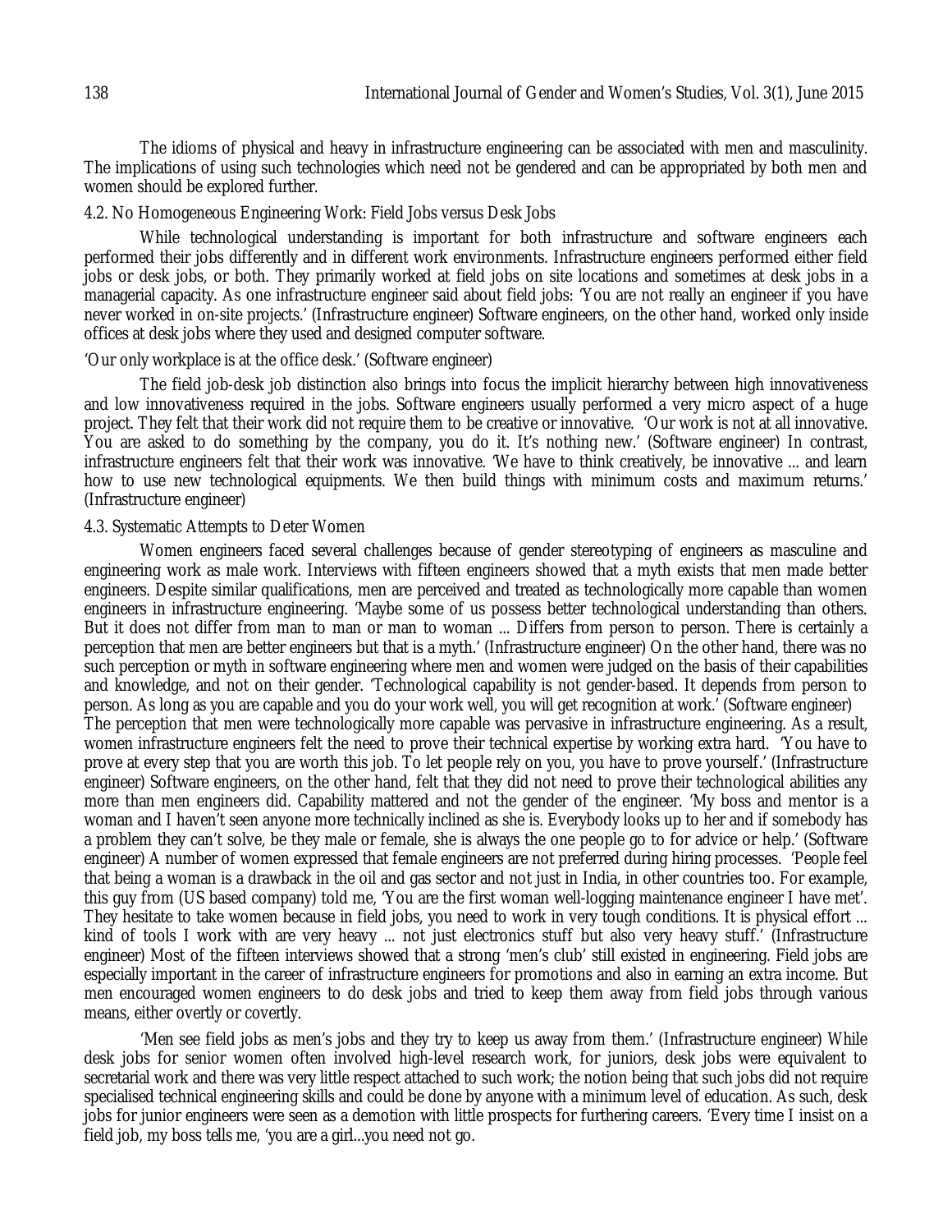The idioms of physical and heavy in infrastructure engineering can be associated with men and masculinity. The implications of using such technologies which need not be gendered and can be appropriated by both men and women should be explored further.

### 4.2. No Homogeneous Engineering Work: Field Jobs versus Desk Jobs

While technological understanding is important for both infrastructure and software engineers each performed their jobs differently and in different work environments. Infrastructure engineers performed either field jobs or desk jobs, or both. They primarily worked at field jobs on site locations and sometimes at desk jobs in a managerial capacity. As one infrastructure engineer said about field jobs: 'You are not really an engineer if you have never worked in on-site projects.' (Infrastructure engineer) Software engineers, on the other hand, worked only inside offices at desk jobs where they used and designed computer software.

'Our only workplace is at the office desk.' (Software engineer)

The field job-desk job distinction also brings into focus the implicit hierarchy between high innovativeness and low innovativeness required in the jobs. Software engineers usually performed a very micro aspect of a huge project. They felt that their work did not require them to be creative or innovative. 'Our work is not at all innovative. You are asked to do something by the company, you do it. It's nothing new.' (Software engineer) In contrast, infrastructure engineers felt that their work was innovative. 'We have to think creatively, be innovative ... and learn how to use new technological equipments. We then build things with minimum costs and maximum returns.' (Infrastructure engineer)

### 4.3. Systematic Attempts to Deter Women

Women engineers faced several challenges because of gender stereotyping of engineers as masculine and engineering work as male work. Interviews with fifteen engineers showed that a myth exists that men made better engineers. Despite similar qualifications, men are perceived and treated as technologically more capable than women engineers in infrastructure engineering. 'Maybe some of us possess better technological understanding than others. But it does not differ from man to man or man to woman ... Differs from person to person. There is certainly a perception that men are better engineers but that is a myth.' (Infrastructure engineer) On the other hand, there was no such perception or myth in software engineering where men and women were judged on the basis of their capabilities and knowledge, and not on their gender. 'Technological capability is not gender-based. It depends from person to person. As long as you are capable and you do your work well, you will get recognition at work.' (Software engineer) The perception that men were technologically more capable was pervasive in infrastructure engineering. As a result, women infrastructure engineers felt the need to prove their technical expertise by working extra hard. 'You have to prove at every step that you are worth this job. To let people rely on you, you have to prove yourself.' (Infrastructure engineer) Software engineers, on the other hand, felt that they did not need to prove their technological abilities any more than men engineers did. Capability mattered and not the gender of the engineer. 'My boss and mentor is a woman and I haven't seen anyone more technically inclined as she is. Everybody looks up to her and if somebody has a problem they can't solve, be they male or female, she is always the one people go to for advice or help.' (Software engineer) A number of women expressed that female engineers are not preferred during hiring processes. 'People feel that being a woman is a drawback in the oil and gas sector and not just in India, in other countries too. For example, this guy from (US based company) told me, 'You are the first woman well-logging maintenance engineer I have met'. They hesitate to take women because in field jobs, you need to work in very tough conditions. It is physical effort ... kind of tools I work with are very heavy ... not just electronics stuff but also very heavy stuff.' (Infrastructure engineer) Most of the fifteen interviews showed that a strong 'men's club' still existed in engineering. Field jobs are especially important in the career of infrastructure engineers for promotions and also in earning an extra income. But men encouraged women engineers to do desk jobs and tried to keep them away from field jobs through various means, either overtly or covertly.

'Men see field jobs as men's jobs and they try to keep us away from them.' (Infrastructure engineer) While desk jobs for senior women often involved high-level research work, for juniors, desk jobs were equivalent to secretarial work and there was very little respect attached to such work; the notion being that such jobs did not require specialised technical engineering skills and could be done by anyone with a minimum level of education. As such, desk jobs for junior engineers were seen as a demotion with little prospects for furthering careers. 'Every time I insist on a field job, my boss tells me, 'you are a girl...you need not go.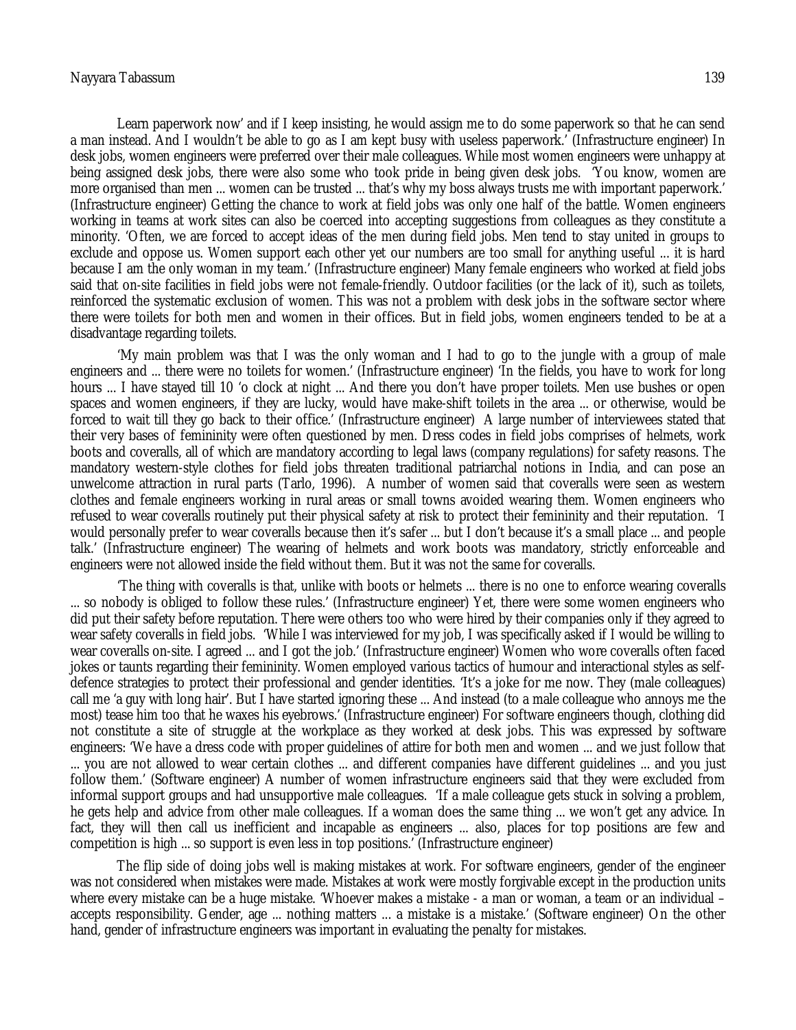Learn paperwork now' and if I keep insisting, he would assign me to do some paperwork so that he can send a man instead. And I wouldn't be able to go as I am kept busy with useless paperwork.' (Infrastructure engineer) In desk jobs, women engineers were preferred over their male colleagues. While most women engineers were unhappy at being assigned desk jobs, there were also some who took pride in being given desk jobs. 'You know, women are more organised than men ... women can be trusted ... that's why my boss always trusts me with important paperwork.' (Infrastructure engineer) Getting the chance to work at field jobs was only one half of the battle. Women engineers working in teams at work sites can also be coerced into accepting suggestions from colleagues as they constitute a minority. 'Often, we are forced to accept ideas of the men during field jobs. Men tend to stay united in groups to exclude and oppose us. Women support each other yet our numbers are too small for anything useful ... it is hard because I am the only woman in my team.' (Infrastructure engineer) Many female engineers who worked at field jobs said that on-site facilities in field jobs were not female-friendly. Outdoor facilities (or the lack of it), such as toilets, reinforced the systematic exclusion of women. This was not a problem with desk jobs in the software sector where there were toilets for both men and women in their offices. But in field jobs, women engineers tended to be at a disadvantage regarding toilets.

'My main problem was that I was the only woman and I had to go to the jungle with a group of male engineers and ... there were no toilets for women.' (Infrastructure engineer) 'In the fields, you have to work for long hours ... I have stayed till 10 'o clock at night ... And there you don't have proper toilets. Men use bushes or open spaces and women engineers, if they are lucky, would have make-shift toilets in the area ... or otherwise, would be forced to wait till they go back to their office.' (Infrastructure engineer) A large number of interviewees stated that their very bases of femininity were often questioned by men. Dress codes in field jobs comprises of helmets, work boots and coveralls, all of which are mandatory according to legal laws (company regulations) for safety reasons. The mandatory western-style clothes for field jobs threaten traditional patriarchal notions in India, and can pose an unwelcome attraction in rural parts (Tarlo, 1996). A number of women said that coveralls were seen as western clothes and female engineers working in rural areas or small towns avoided wearing them. Women engineers who refused to wear coveralls routinely put their physical safety at risk to protect their femininity and their reputation. 'I would personally prefer to wear coveralls because then it's safer ... but I don't because it's a small place ... and people talk.' (Infrastructure engineer) The wearing of helmets and work boots was mandatory, strictly enforceable and engineers were not allowed inside the field without them. But it was not the same for coveralls.

'The thing with coveralls is that, unlike with boots or helmets ... there is no one to enforce wearing coveralls ... so nobody is obliged to follow these rules.' (Infrastructure engineer) Yet, there were some women engineers who did put their safety before reputation. There were others too who were hired by their companies only if they agreed to wear safety coveralls in field jobs. 'While I was interviewed for my job, I was specifically asked if I would be willing to wear coveralls on-site. I agreed ... and I got the job.' (Infrastructure engineer) Women who wore coveralls often faced jokes or taunts regarding their femininity. Women employed various tactics of humour and interactional styles as self-defence strategies to protect their professional and gender identities. 'It's a joke for me now. They (male colleagues) call me 'a guy with long hair'. But I have started ignoring these ... And instead (to a male colleague though, who annoys me the most) tease him too that he waxes his eyebrows.' (Infrastructure engineer) For software engineers though, clothing did not constitute a site of struggle at the workplace as they worked at desk jobs. This was expressed by software engineers: 'We have a dress code with proper guidelines of attire for both men and women ... and we just follow that ... you are not allowed to wear certain clothes ... and different companies have different guidelines ... and you just follow them.' (Software engineer) A number of women infrastructure engineers said that they were excluded from informal support groups and had unsupportive male colleagues. 'If a male colleague gets stuck in solving a problem, he gets help and advice from other male colleagues. If a woman does the same thing ... we won't get any advice. In fact, they will then call us inefficient and incapable as engineers ... also, places for top positions are few and competition is high ... so support is even less in top positions.' (Infrastructure engineer)

The flip side of doing jobs well is making mistakes at work. For software engineers, gender of the engineer was not considered when mistakes were made. Mistakes at work were mostly forgivable except in the production units where every mistake can be a huge mistake. 'Whoever makes a mistake - a man or woman, a team or an individual – accepts responsibility. Gender, age ... nothing matters ... a mistake is a mistake.' (Software engineer) On the other hand, gender of infrastructure engineers was important in evaluating the penalty for mistakes.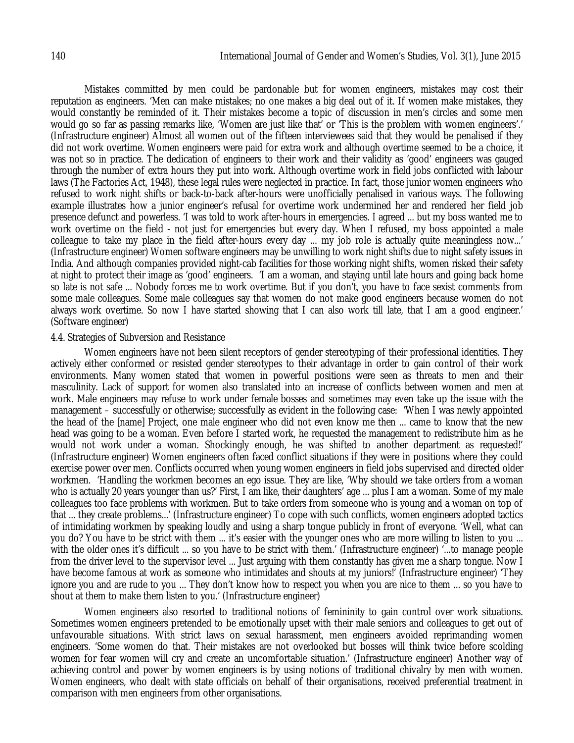Mistakes committed by men could be pardonable but for women engineers, mistakes may cost their reputation as engineers. 'Men can make mistakes; no one makes a big deal out of it. If women make mistakes, they would constantly be reminded of it. Their mistakes become a topic of discussion in men's circles and some men would go so far as passing remarks like, 'Women are just like that' or 'This is the problem with women engineers'.' (Infrastructure engineer) Almost all women out of the fifteen interviewees said that they would be penalised if they did not work overtime. Women engineers were paid for extra work and although overtime seemed to be a choice, it was not so in practice. The dedication of engineers to their work and their validity as 'good' engineers was gauged through the number of extra hours they put into work. Although overtime work in field jobs conflicted with labour laws (The Factories Act, 1948), these legal rules were neglected in practice. In fact, those junior women engineers who refused to work night shifts or back-to-back after-hours were unofficially penalised in various ways. The following example illustrates how a junior engineer's refusal for overtime work undermined her and rendered her field job presence defunct and powerless. 'I was told to work after-hours in emergencies. I agreed ... but my boss wanted me to work overtime on the field - not just for emergencies but every day. When I refused, my boss appointed a male colleague to take my place in the field after-hours every day ... my job role is actually quite meaningless now...' (Infrastructure engineer) Women software engineers may be unwilling to work night shifts due to night safety issues in India. And although companies provided night-cab facilities for those working night shifts, women risked their safety at night to protect their image as 'good' engineers. 'I am a woman, and staying until late hours and going back home so late is not safe ... Nobody forces me to work overtime. But if you don't, you have to face sexist comments from some male colleagues. Some male colleagues say that women do not make good engineers because women do not always work overtime. So now I have started showing that I can also work till late, that I am a good engineer.' (Software engineer)

### 4.4. Strategies of Subversion and Resistance

Women engineers have not been silent receptors of gender stereotyping of their professional identities. They actively either conformed or resisted gender stereotypes to their advantage in order to gain control of their work environments. Many women stated that women in powerful positions were seen as threats to men and their masculinity. Lack of support for women also translated into an increase of conflicts between women and men at work. Male engineers may refuse to work under female bosses and sometimes may even take up the issue with the management – successfully or otherwise; successfully as evident in the following case: 'When I was newly appointed the head of the [name] Project, one male engineer who did not even know me then ... came to know that the new head was going to be a woman. Even before I started work, he requested the management to redistribute him as he would not work under a woman. Shockingly enough, he was shifted to another department as requested!' (Infrastructure engineer) Women engineers often faced conflict situations if they were in positions where they could exercise power over men. Conflicts occurred when young women engineers in field jobs supervised and directed older workmen. 'Handling the workmen becomes an ego issue. They are like, 'Why should we take orders from a woman who is actually 20 years younger than us?' First, I am like, their daughters' age ... plus I am a woman. Some of my male colleagues too face problems with workmen. But to take orders from someone who is young and a woman on top of that ... they create problems...' (Infrastructure engineer) To cope with such conflicts, women engineers adopted tactics of intimidating workmen by speaking loudly and using a sharp tongue publicly in front of everyone. 'Well, what can you do? You have to be strict with them ... it's easier with the younger ones who are more willing to listen to you ... with the older ones it's difficult ... so you have to be strict with them.' (Infrastructure engineer) '...to manage people from the driver level to the supervisor level ... Just arguing with them constantly has given me a sharp tongue. Now I have become famous at work as someone who intimidates and shouts at my juniors!' (Infrastructure engineer) 'They ignore you and are rude to you ... They don't know how to respect you when you are nice to them ... so you have to shout at them to make them listen to you.' (Infrastructure engineer)

Women engineers also resorted to traditional notions of femininity to gain control over work situations. Sometimes women engineers pretended to be emotionally upset with their male seniors and colleagues to get out of unfavourable situations. With strict laws on sexual harassment, men engineers avoided reprimanding women engineers. 'Some women do that. Their mistakes are not overlooked but bosses will think twice before scolding women for fear women will cry and create an uncomfortable situation.' (Infrastructure engineer) Another way of achieving control and power by women engineers is by using notions of traditional chivalry by men with women. Women engineers, who dealt with state officials on behalf of their organisations, received preferential treatment in comparison with men engineers from other organisations.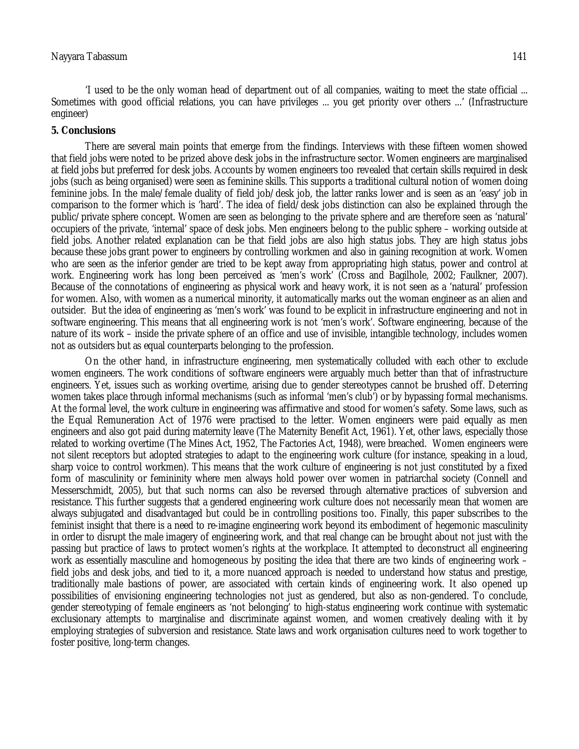'I used to be the only woman head of department out of all companies, waiting to meet the state official ... Sometimes with good official relations, you can have privileges ... you get priority over others ...' (Infrastructure engineer)

## 5. Conclusions

There are several main points that emerge from the findings. Interviews with these fifteen women showed that field jobs were noted to be prized above desk jobs in the infrastructure sector. Women engineers are marginalised at field jobs but preferred for desk jobs. Accounts by women engineers too revealed that certain skills required in desk jobs (such as being organised) were seen as feminine skills. This supports a traditional cultural notion of women doing feminine jobs. In the male/female duality of field job/desk job, the latter ranks lower and is seen as an 'easy' job in comparison to the former which is 'hard'. The idea of field/desk jobs distinction can also be explained through the public/private sphere concept. Women are seen as belonging to the private sphere and are therefore seen as 'natural' occupiers of the private, 'internal' space of desk jobs. Men engineers belong to the public sphere – working outside at field jobs. Another related explanation can be that field jobs are also high status jobs. They are high status jobs because these jobs grant power to engineers by controlling workmen and also in gaining recognition at work. Women who are seen as the inferior gender are tried to be kept away from appropriating high status, power and control at work. Engineering work has long been perceived as 'men's work' (Cross and Bagilhole, 2002; Faulkner, 2007). Because of the connotations of engineering as physical work and heavy work, it is not seen as a 'natural' profession for women. Also, with women as a numerical minority, it automatically marks out the woman engineer as an alien and outsider. But the idea of engineering as 'men's work' was found to be explicit in infrastructure engineering and not in software engineering. This means that all engineering work is not 'men's work'. Software engineering, because of the nature of its work – inside the private sphere of an office and use of invisible, intangible technology, includes women not as outsiders but as equal counterparts belonging to the profession.

On the other hand, in infrastructure engineering, men systematically colluded with each other to exclude women engineers. The work conditions of software engineers were arguably much better than that of infrastructure engineers. Yet, issues such as working overtime, arising due to gender stereotypes cannot be brushed off. Deterring women takes place through informal mechanisms (such as informal 'men's club') or by bypassing formal mechanisms. At the formal level, the work culture in engineering was affirmative and stood for women's safety. Some laws, such as the Equal Remuneration Act of 1976 were practised to the letter. Women engineers were paid equally as men engineers and also got paid during maternity leave (The Maternity Benefit Act, 1961). Yet, other laws, especially those related to working overtime (The Mines Act, 1952, The Factories Act, 1948), were breached. Women engineers were not silent receptors but adopted strategies to adapt to the engineering work culture (for instance, speaking in a loud, sharp voice to control workmen). This means that the work culture of engineering is not just constituted by a fixed form of masculinity or femininity where men always hold power over women in patriarchal society (Connell and Messerschmidt, 2005), but that such norms can also be reversed through alternative practices of subversion and resistance. This further suggests that a gendered engineering work culture does not necessarily mean that women are always subjugated and disadvantaged but could be in controlling positions too. Finally, this paper subscribes to the feminist insight that there is a need to re-imagine engineering work beyond its embodiment of hegemonic masculinity in order to disrupt the male imagery of engineering work, and that real change can be brought about not just with the passing but practice of laws to protect women's rights at the workplace. It attempted to deconstruct all engineering work as essentially masculine and homogeneous by positing the idea that there are two kinds of engineering work – field jobs and desk jobs, and tied to it, a more nuanced approach is needed to understand how status and prestige, traditionally male bastions of power, are associated with certain kinds of engineering work. It also opened up possibilities of envisioning engineering technologies not just as gendered, but also as non-gendered. To conclude, gender stereotyping of female engineers as 'not belonging' to high-status engineering work continue with systematic exclusionary attempts to marginalise and discriminate against women, and women creatively dealing with it by employing strategies of subversion and resistance. State laws and work organisation cultures need to work together to foster positive, long-term changes.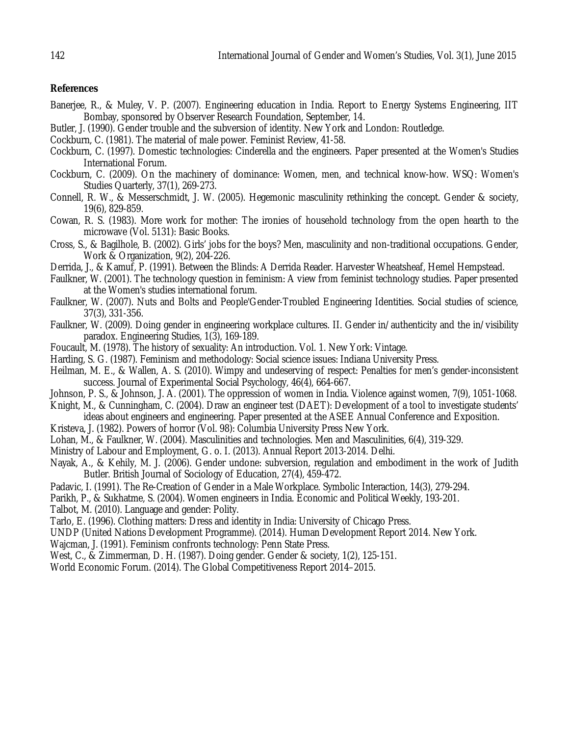**References**

Banerjee, R., & Muley, V. P. (2007). Engineering education in India. Report to Energy Systems Engineering, IIT Bombay, sponsored by Observer Research Foundation, September, 14.

Butler, J. (1990). Gender trouble and the subversion of identity. New York and London: Routledge.

Cockburn, C. (1981). The material of male power. Feminist Review, 41-58.

Cockburn, C. (1997). Domestic technologies: Cinderella and the engineers. Paper presented at the Women's Studies International Forum.

Cockburn, C. (2009). On the machinery of dominance: Women, men, and technical know-how. WSQ: Women's Studies Quarterly, 37(1), 269-273.

Connell, R. W., & Messerschmidt, J. W. (2005). Hegemonic masculinity rethinking the concept. Gender & society, 19(6), 829-859.

Cowan, R. S. (1983). More work for mother: The ironies of household technology from the open hearth to the microwave (Vol. 5131): Basic Books.

Cross, S., & Bagilhole, B. (2002). Girls' jobs for the boys? Men, masculinity and non-traditional occupations. Gender, Work & Organization, 9(2), 204-226.

Derrida, J., & Kamuf, P. (1991). Between the Blinds: A Derrida Reader. Harvester Wheatsheaf, Hemel Hempstead.

Faulkner, W. (2001). The technology question in feminism: A view from feminist technology studies. Paper presented at the Women's studies international forum.

Faulkner, W. (2007). Nuts and Bolts and People'Gender-Troubled Engineering Identities. Social studies of science, 37(3), 331-356.

Faulkner, W. (2009). Doing gender in engineering workplace cultures. II. Gender in/authenticity and the in/visibility paradox. Engineering Studies, 1(3), 169-189.

Foucault, M. (1978). The history of sexuality: An introduction. Vol. 1. New York: Vintage.

Harding, S. G. (1987). Feminism and methodology: Social science issues: Indiana University Press.

Heilman, M. E., & Wallen, A. S. (2010). Wimpy and undeserving of respect: Penalties for men's gender-inconsistent success. Journal of Experimental Social Psychology, 46(4), 664-667.

Johnson, P. S., & Johnson, J. A. (2001). The oppression of women in India. Violence against women, 7(9), 1051-1068.

Knight, M., & Cunningham, C. (2004). Draw an engineer test (DAET): Development of a tool to investigate students' ideas about engineers and engineering. Paper presented at the ASEE Annual Conference and Exposition.

Kristeva, J. (1982). Powers of horror (Vol. 98): Columbia University Press New York.

Lohan, M., & Faulkner, W. (2004). Masculinities and technologies. Men and Masculinities, 6(4), 319-329.

Ministry of Labour and Employment, G. o. I. (2013). Annual Report 2013-2014. Delhi.

Nayak, A., & Kehily, M. J. (2006). Gender undone: subversion, regulation and embodiment in the work of Judith Butler. British Journal of Sociology of Education, 27(4), 459-472.

Padavic, I. (1991). The Re-Creation of Gender in a Male Workplace. Symbolic Interaction, 14(3), 279-294.

Parikh, P., & Sukhatme, S. (2004). Women engineers in India. Economic and Political Weekly, 193-201.

Talbot, M. (2010). Language and gender: Polity.

Tarlo, E. (1996). Clothing matters: Dress and identity in India: University of Chicago Press.

UNDP (United Nations Development Programme). (2014). Human Development Report 2014. New York.

Wajcman, J. (1991). Feminism confronts technology: Penn State Press.

West, C., & Zimmerman, D. H. (1987). Doing gender. Gender & society, 1(2), 125-151.

World Economic Forum. (2014). The Global Competitiveness Report 2014–2015.